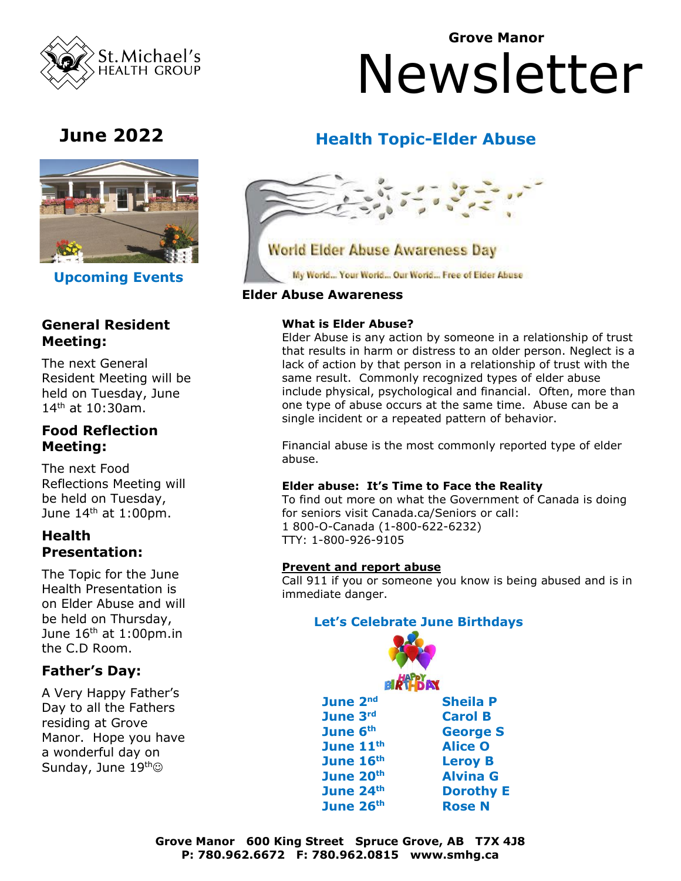# Grove Manor Newsletter

St. Michael's Health Group

## June 2022

### Upcoming Events

**General Resident Meeting:**

The next General Resident Meeting will be held on Tuesday, June 14th at 10:30am.

**Food Reflection Meeting:**

The next Food Reflections Meeting will be held on Tuesday, June 14th at 1:00pm.

**Health Presentation:**

The Topic for the June Health Presentation is on Elder Abuse and will be held on Thursday, June 16th at 1:00pm.in the C.D Room.

**Father's Day:**

A Very Happy Father's Day to all the Fathers residing at Grove Manor. Hope you have a wonderful day on Sunday, June 19th☺

## Health Topic-Elder Abuse

World Elder Abuse Awareness Day

My World... Your World... Our World... Free of Elder Abuse

**Elder Abuse Awareness**

**What is Elder Abuse?**

Elder Abuse is any action by someone in a relationship of trust that results in harm or distress to an older person. Neglect is a lack of action by that person in a relationship of trust with the same result. Commonly recognized types of elder abuse include physical, psychological and financial. Often, more than one type of abuse occurs at the same time. Abuse can be a single incident or a repeated pattern of behavior.

Financial abuse is the most commonly reported type of elder abuse.

**Elder abuse: It's Time to Face the Reality**

To find out more on what the Government of Canada is doing for seniors visit Canada.ca/Seniors or call:
1 800-O-Canada (1-800-622-6232)
TTY: 1-800-926-9105

**Prevent and report abuse**

Call 911 if you or someone you know is being abused and is in immediate danger.

### Let's Celebrate June Birthdays

HAPPY BIRTHDAY

| | |
|---|---|
| **June 2nd** | **Sheila P** |
| **June 3rd** | **Carol B** |
| **June 6th** | **George S** |
| **June 11th** | **Alice O** |
| **June 16th** | **Leroy B** |
| **June 20th** | **Alvina G** |
| **June 24th** | **Dorothy E** |
| **June 26th** | **Rose N** |

**Grove Manor 600 King Street Spruce Grove, AB T7X 4J8**
**P: 780.962.6672 F: 780.962.0815 www.smhg.ca**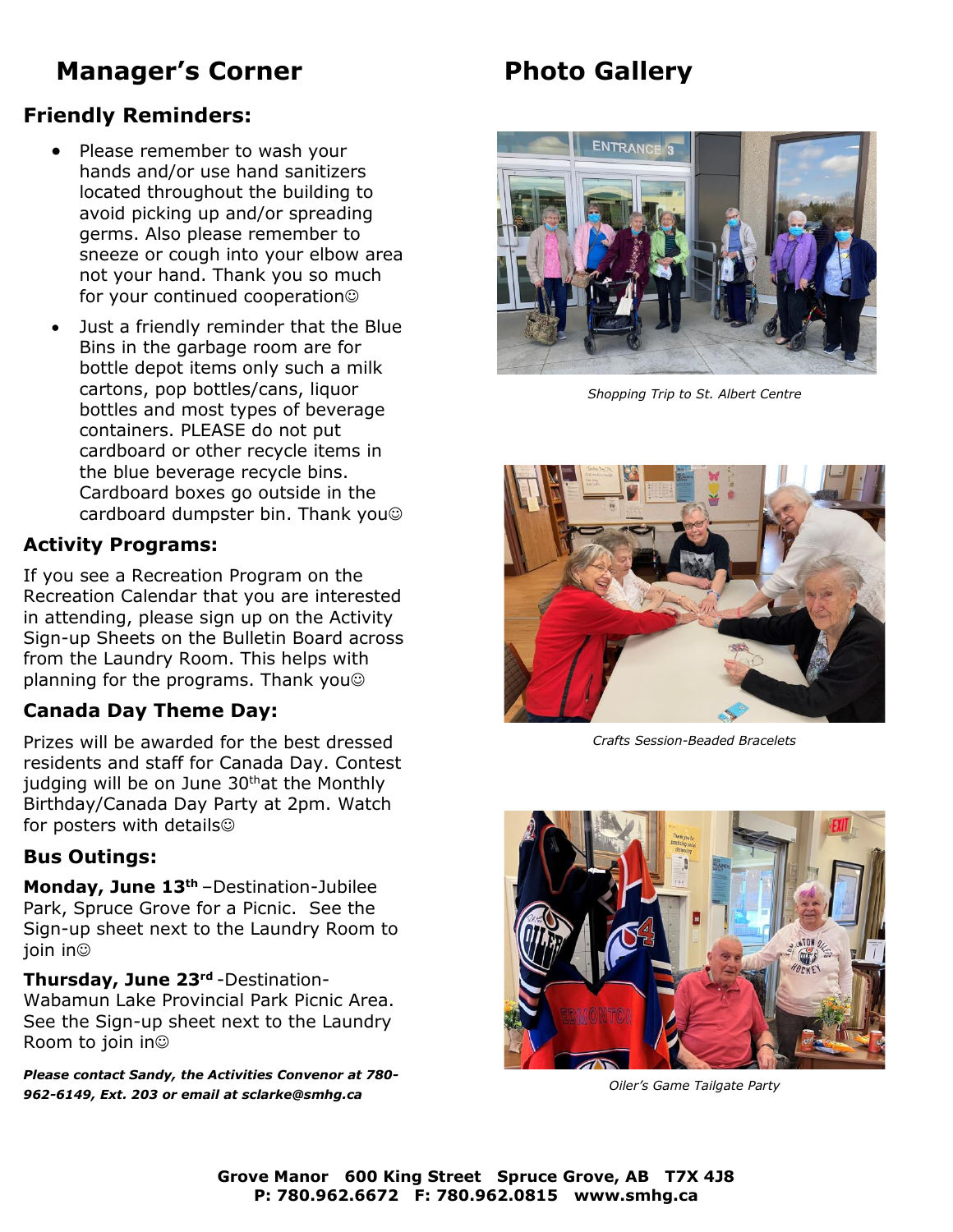# Manager's Corner

## Friendly Reminders:

- Please remember to wash your hands and/or use hand sanitizers located throughout the building to avoid picking up and/or spreading germs. Also please remember to sneeze or cough into your elbow area not your hand. Thank you so much for your continued cooperation☺
- Just a friendly reminder that the Blue Bins in the garbage room are for bottle depot items only such a milk cartons, pop bottles/cans, liquor bottles and most types of beverage containers. PLEASE do not put cardboard or other recycle items in the blue beverage recycle bins. Cardboard boxes go outside in the cardboard dumpster bin. Thank you☺

## Activity Programs:

If you see a Recreation Program on the Recreation Calendar that you are interested in attending, please sign up on the Activity Sign-up Sheets on the Bulletin Board across from the Laundry Room. This helps with planning for the programs. Thank you☺

## Canada Day Theme Day:

Prizes will be awarded for the best dressed residents and staff for Canada Day. Contest judging will be on June 30th at the Monthly Birthday/Canada Day Party at 2pm. Watch for posters with details☺

## Bus Outings:

**Monday, June 13th** –Destination-Jubilee Park, Spruce Grove for a Picnic. See the Sign-up sheet next to the Laundry Room to join in☺

**Thursday, June 23rd** -Destination-Wabamun Lake Provincial Park Picnic Area. See the Sign-up sheet next to the Laundry Room to join in☺

***Please contact Sandy, the Activities Convenor at 780-962-6149, Ext. 203 or email at sclarke@smhg.ca***

# Photo Gallery

*Shopping Trip to St. Albert Centre*

*Crafts Session-Beaded Bracelets*

*Oiler's Game Tailgate Party*

**Grove Manor 600 King Street Spruce Grove, AB T7X 4J8**
**P: 780.962.6672 F: 780.962.0815 www.smhg.ca**